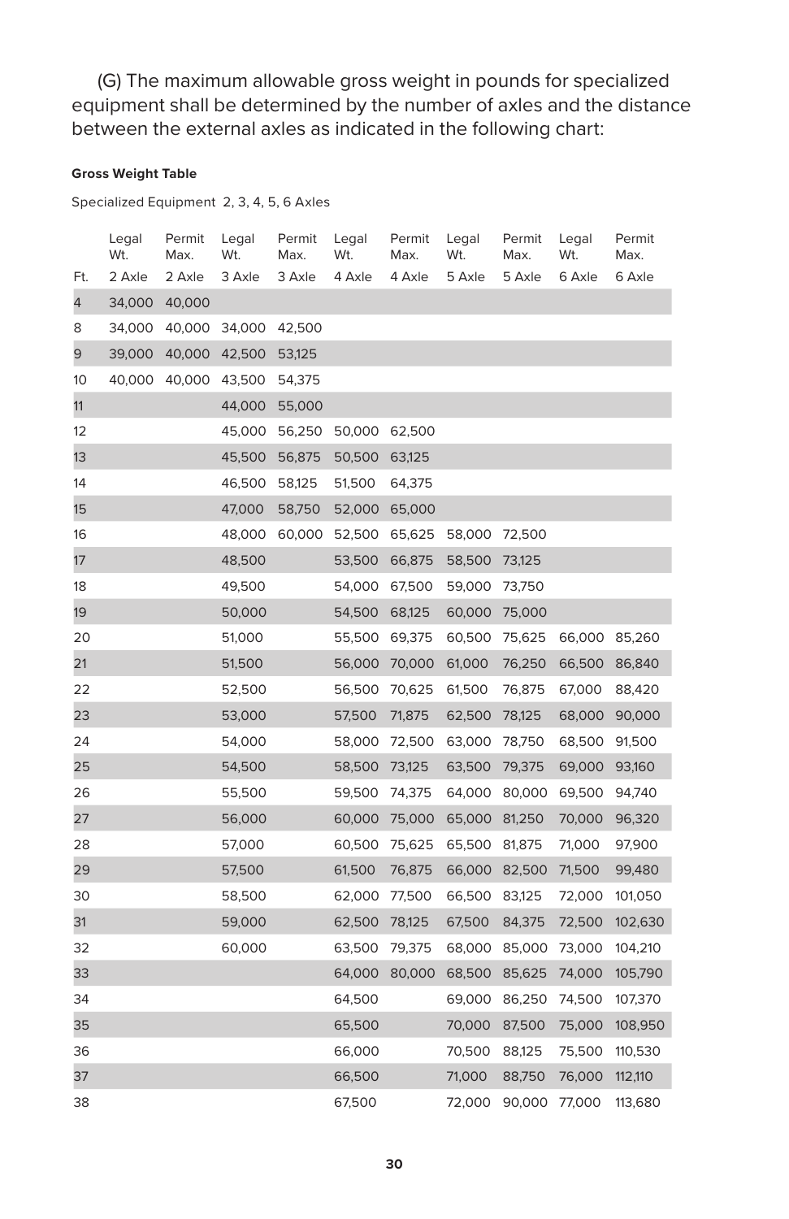(G) The maximum allowable gross weight in pounds for specialized equipment shall be determined by the number of axles and the distance between the external axles as indicated in the following chart:

**Gross Weight Table**

Specialized Equipment 2, 3, 4, 5, 6 Axles

| Ft. | Legal Wt. 2 Axle | Permit Max. 2 Axle | Legal Wt. 3 Axle | Permit Max. 3 Axle | Legal Wt. 4 Axle | Permit Max. 4 Axle | Legal Wt. 5 Axle | Permit Max. 5 Axle | Legal Wt. 6 Axle | Permit Max. 6 Axle |
|---|---|---|---|---|---|---|---|---|---|---|
| 4 | 34,000 | 40,000 | | | | | | | | |
| 8 | 34,000 | 40,000 | 34,000 | 42,500 | | | | | | |
| 9 | 39,000 | 40,000 | 42,500 | 53,125 | | | | | | |
| 10 | 40,000 | 40,000 | 43,500 | 54,375 | | | | | | |
| 11 | | | 44,000 | 55,000 | | | | | | |
| 12 | | | 45,000 | 56,250 | 50,000 | 62,500 | | | | |
| 13 | | | 45,500 | 56,875 | 50,500 | 63,125 | | | | |
| 14 | | | 46,500 | 58,125 | 51,500 | 64,375 | | | | |
| 15 | | | 47,000 | 58,750 | 52,000 | 65,000 | | | | |
| 16 | | | 48,000 | 60,000 | 52,500 | 65,625 | 58,000 | 72,500 | | |
| 17 | | | 48,500 | | 53,500 | 66,875 | 58,500 | 73,125 | | |
| 18 | | | 49,500 | | 54,000 | 67,500 | 59,000 | 73,750 | | |
| 19 | | | 50,000 | | 54,500 | 68,125 | 60,000 | 75,000 | | |
| 20 | | | 51,000 | | 55,500 | 69,375 | 60,500 | 75,625 | 66,000 | 85,260 |
| 21 | | | 51,500 | | 56,000 | 70,000 | 61,000 | 76,250 | 66,500 | 86,840 |
| 22 | | | 52,500 | | 56,500 | 70,625 | 61,500 | 76,875 | 67,000 | 88,420 |
| 23 | | | 53,000 | | 57,500 | 71,875 | 62,500 | 78,125 | 68,000 | 90,000 |
| 24 | | | 54,000 | | 58,000 | 72,500 | 63,000 | 78,750 | 68,500 | 91,500 |
| 25 | | | 54,500 | | 58,500 | 73,125 | 63,500 | 79,375 | 69,000 | 93,160 |
| 26 | | | 55,500 | | 59,500 | 74,375 | 64,000 | 80,000 | 69,500 | 94,740 |
| 27 | | | 56,000 | | 60,000 | 75,000 | 65,000 | 81,250 | 70,000 | 96,320 |
| 28 | | | 57,000 | | 60,500 | 75,625 | 65,500 | 81,875 | 71,000 | 97,900 |
| 29 | | | 57,500 | | 61,500 | 76,875 | 66,000 | 82,500 | 71,500 | 99,480 |
| 30 | | | 58,500 | | 62,000 | 77,500 | 66,500 | 83,125 | 72,000 | 101,050 |
| 31 | | | 59,000 | | 62,500 | 78,125 | 67,500 | 84,375 | 72,500 | 102,630 |
| 32 | | | 60,000 | | 63,500 | 79,375 | 68,000 | 85,000 | 73,000 | 104,210 |
| 33 | | | | | 64,000 | 80,000 | 68,500 | 85,625 | 74,000 | 105,790 |
| 34 | | | | | 64,500 | | 69,000 | 86,250 | 74,500 | 107,370 |
| 35 | | | | | 65,500 | | 70,000 | 87,500 | 75,000 | 108,950 |
| 36 | | | | | 66,000 | | 70,500 | 88,125 | 75,500 | 110,530 |
| 37 | | | | | 66,500 | | 71,000 | 88,750 | 76,000 | 112,110 |
| 38 | | | | | 67,500 | | 72,000 | 90,000 | 77,000 | 113,680 |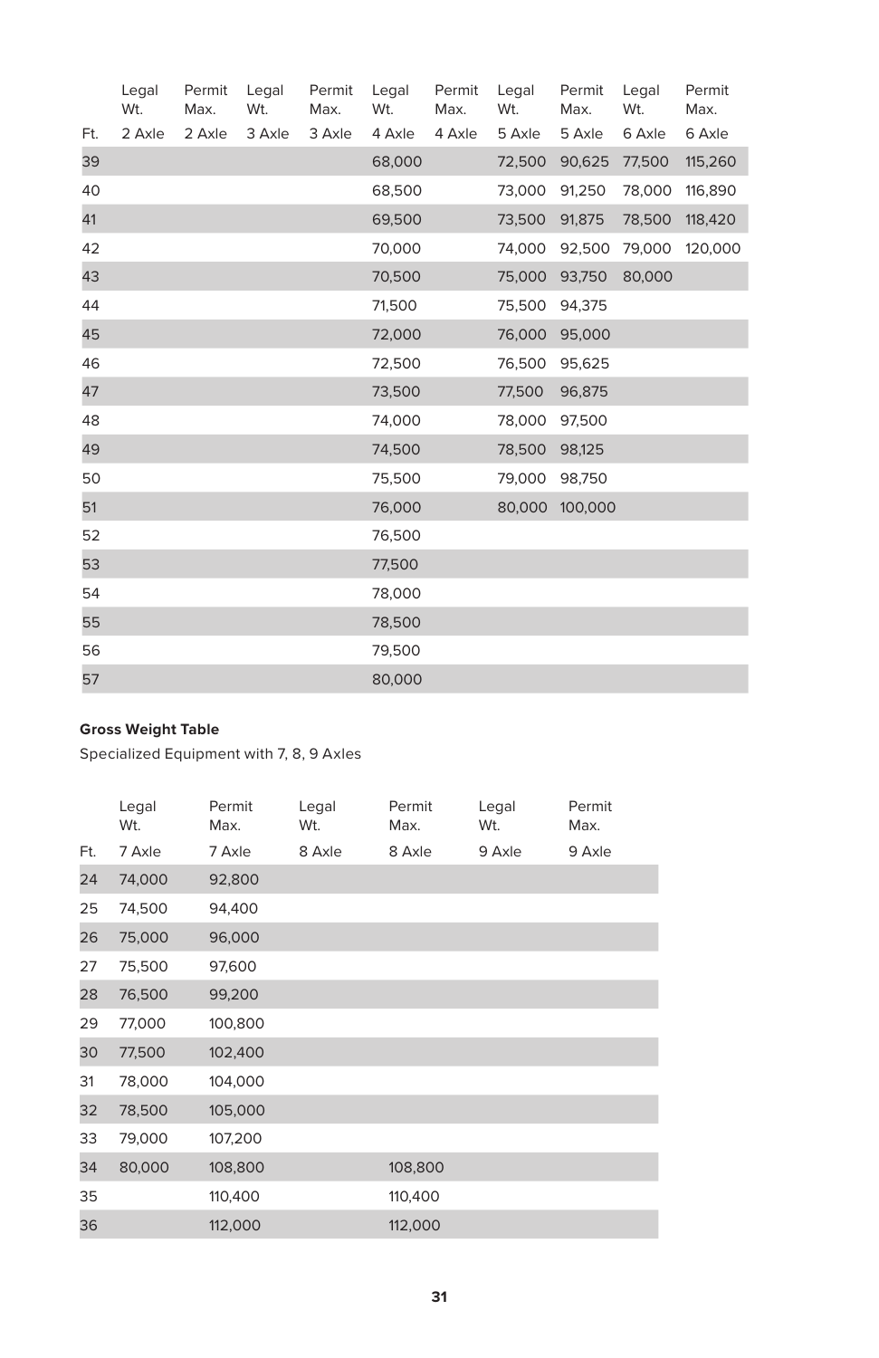| Ft. | Legal Wt. 2 Axle | Permit Max. 2 Axle | Legal Wt. 3 Axle | Permit Max. 3 Axle | Legal Wt. 4 Axle | Permit Max. 4 Axle | Legal Wt. 5 Axle | Permit Max. 5 Axle | Legal Wt. 6 Axle | Permit Max. 6 Axle |
|---|---|---|---|---|---|---|---|---|---|---|
| 39 | | | | | 68,000 | | 72,500 | 90,625 | 77,500 | 115,260 |
| 40 | | | | | 68,500 | | 73,000 | 91,250 | 78,000 | 116,890 |
| 41 | | | | | 69,500 | | 73,500 | 91,875 | 78,500 | 118,420 |
| 42 | | | | | 70,000 | | 74,000 | 92,500 | 79,000 | 120,000 |
| 43 | | | | | 70,500 | | 75,000 | 93,750 | 80,000 | |
| 44 | | | | | 71,500 | | 75,500 | 94,375 | | |
| 45 | | | | | 72,000 | | 76,000 | 95,000 | | |
| 46 | | | | | 72,500 | | 76,500 | 95,625 | | |
| 47 | | | | | 73,500 | | 77,500 | 96,875 | | |
| 48 | | | | | 74,000 | | 78,000 | 97,500 | | |
| 49 | | | | | 74,500 | | 78,500 | 98,125 | | |
| 50 | | | | | 75,500 | | 79,000 | 98,750 | | |
| 51 | | | | | 76,000 | | 80,000 | 100,000 | | |
| 52 | | | | | 76,500 | | | | | |
| 53 | | | | | 77,500 | | | | | |
| 54 | | | | | 78,000 | | | | | |
| 55 | | | | | 78,500 | | | | | |
| 56 | | | | | 79,500 | | | | | |
| 57 | | | | | 80,000 | | | | | |

**Gross Weight Table**

Specialized Equipment with 7, 8, 9 Axles

| Ft. | Legal Wt. 7 Axle | Permit Max. 7 Axle | Legal Wt. 8 Axle | Permit Max. 8 Axle | Legal Wt. 9 Axle | Permit Max. 9 Axle |
|---|---|---|---|---|---|---|
| 24 | 74,000 | 92,800 | | | | |
| 25 | 74,500 | 94,400 | | | | |
| 26 | 75,000 | 96,000 | | | | |
| 27 | 75,500 | 97,600 | | | | |
| 28 | 76,500 | 99,200 | | | | |
| 29 | 77,000 | 100,800 | | | | |
| 30 | 77,500 | 102,400 | | | | |
| 31 | 78,000 | 104,000 | | | | |
| 32 | 78,500 | 105,000 | | | | |
| 33 | 79,000 | 107,200 | | | | |
| 34 | 80,000 | 108,800 | | 108,800 | | |
| 35 | | 110,400 | | 110,400 | | |
| 36 | | 112,000 | | 112,000 | | |